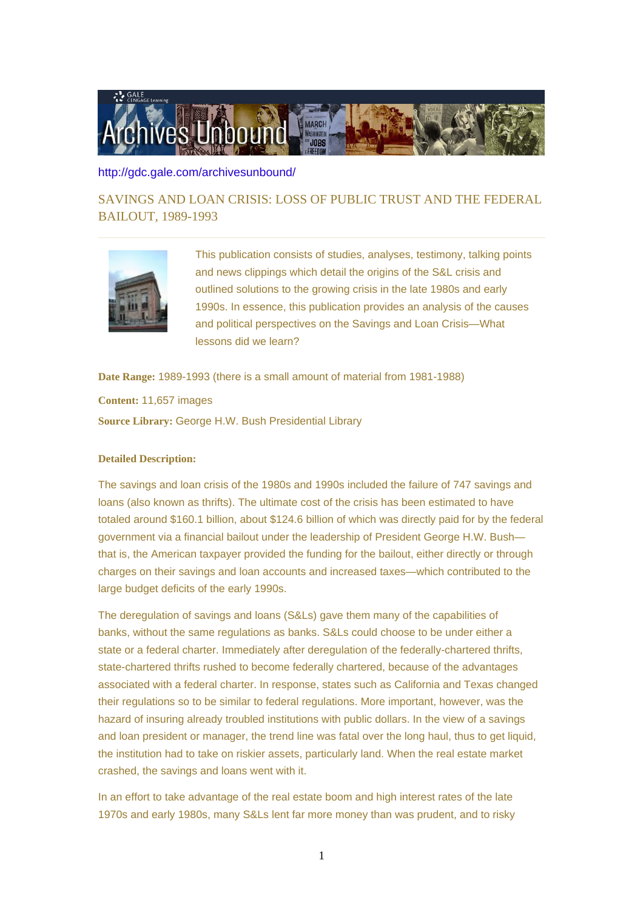http://gdc.gale.com/archivesunbound/

# SAVINGS AND LOAN CRISIS: LOSS OF PUBLIC TRUST AND THE FEDERAL BAILOUT, 1989-1993

This publication consists of studies, analyses, testimony, talking points and news clippings which detail the origins of the S&L crisis and outlined solutions to the growing crisis in the late 1980s and early 1990s. In essence, this publication provides an analysis of the causes and political perspectives on the Savings and Loan Crisis—What lessons did we learn?

**Date Range:** 1989-1993 (there is a small amount of material from 1981-1988)

**Content:** 11,657 images

**Source Library:** George H.W. Bush Presidential Library

**Detailed Description:**

The savings and loan crisis of the 1980s and 1990s included the failure of 747 savings and loans (also known as thrifts). The ultimate cost of the crisis has been estimated to have totaled around $160.1 billion, about $124.6 billion of which was directly paid for by the federal government via a financial bailout under the leadership of President George H.W. Bush—that is, the American taxpayer provided the funding for the bailout, either directly or through charges on their savings and loan accounts and increased taxes—which contributed to the large budget deficits of the early 1990s.

The deregulation of savings and loans (S&Ls) gave them many of the capabilities of banks, without the same regulations as banks. S&Ls could choose to be under either a state or a federal charter. Immediately after deregulation of the federally-chartered thrifts, state-chartered thrifts rushed to become federally chartered, because of the advantages associated with a federal charter. In response, states such as California and Texas changed their regulations so to be similar to federal regulations. More important, however, was the hazard of insuring already troubled institutions with public dollars. In the view of a savings and loan president or manager, the trend line was fatal over the long haul, thus to get liquid, the institution had to take on riskier assets, particularly land. When the real estate market crashed, the savings and loans went with it.

In an effort to take advantage of the real estate boom and high interest rates of the late 1970s and early 1980s, many S&Ls lent far more money than was prudent, and to risky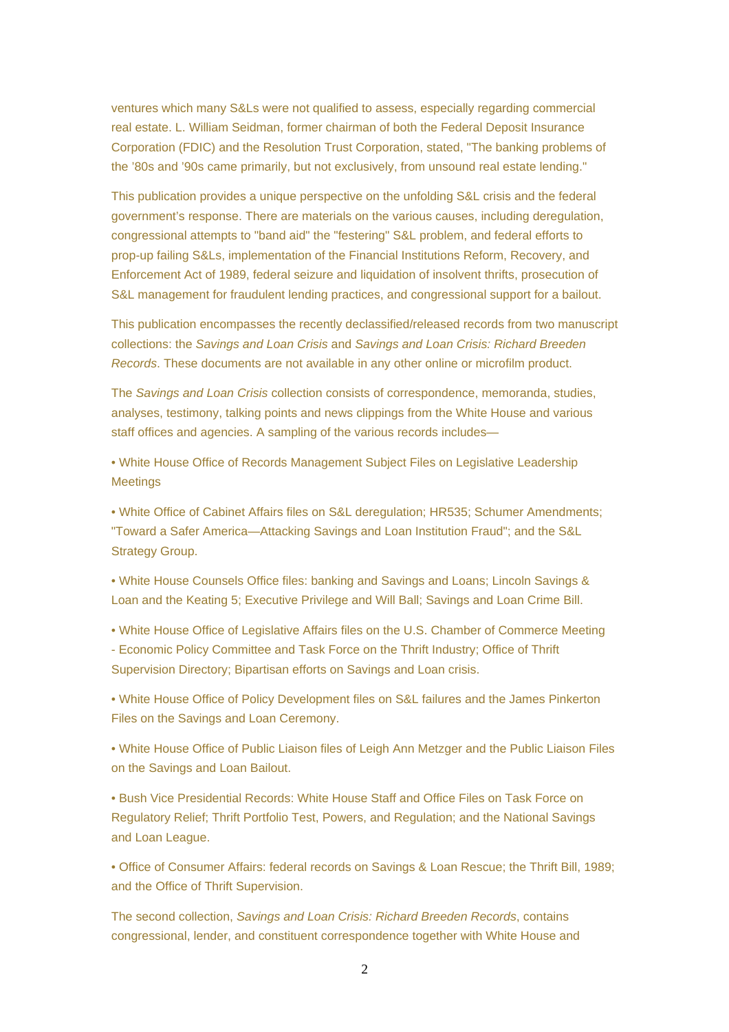ventures which many S&Ls were not qualified to assess, especially regarding commercial real estate. L. William Seidman, former chairman of both the Federal Deposit Insurance Corporation (FDIC) and the Resolution Trust Corporation, stated, "The banking problems of the '80s and '90s came primarily, but not exclusively, from unsound real estate lending."

This publication provides a unique perspective on the unfolding S&L crisis and the federal government's response. There are materials on the various causes, including deregulation, congressional attempts to "band aid" the "festering" S&L problem, and federal efforts to prop-up failing S&Ls, implementation of the Financial Institutions Reform, Recovery, and Enforcement Act of 1989, federal seizure and liquidation of insolvent thrifts, prosecution of S&L management for fraudulent lending practices, and congressional support for a bailout.

This publication encompasses the recently declassified/released records from two manuscript collections: the *Savings and Loan Crisis* and *Savings and Loan Crisis: Richard Breeden Records*. These documents are not available in any other online or microfilm product.

The *Savings and Loan Crisis* collection consists of correspondence, memoranda, studies, analyses, testimony, talking points and news clippings from the White House and various staff offices and agencies. A sampling of the various records includes—

• White House Office of Records Management Subject Files on Legislative Leadership Meetings

• White Office of Cabinet Affairs files on S&L deregulation; HR535; Schumer Amendments; "Toward a Safer America—Attacking Savings and Loan Institution Fraud"; and the S&L Strategy Group.

• White House Counsels Office files: banking and Savings and Loans; Lincoln Savings & Loan and the Keating 5; Executive Privilege and Will Ball; Savings and Loan Crime Bill.

• White House Office of Legislative Affairs files on the U.S. Chamber of Commerce Meeting - Economic Policy Committee and Task Force on the Thrift Industry; Office of Thrift Supervision Directory; Bipartisan efforts on Savings and Loan crisis.

• White House Office of Policy Development files on S&L failures and the James Pinkerton Files on the Savings and Loan Ceremony.

• White House Office of Public Liaison files of Leigh Ann Metzger and the Public Liaison Files on the Savings and Loan Bailout.

• Bush Vice Presidential Records: White House Staff and Office Files on Task Force on Regulatory Relief; Thrift Portfolio Test, Powers, and Regulation; and the National Savings and Loan League.

• Office of Consumer Affairs: federal records on Savings & Loan Rescue; the Thrift Bill, 1989; and the Office of Thrift Supervision.

The second collection, *Savings and Loan Crisis: Richard Breeden Records*, contains congressional, lender, and constituent correspondence together with White House and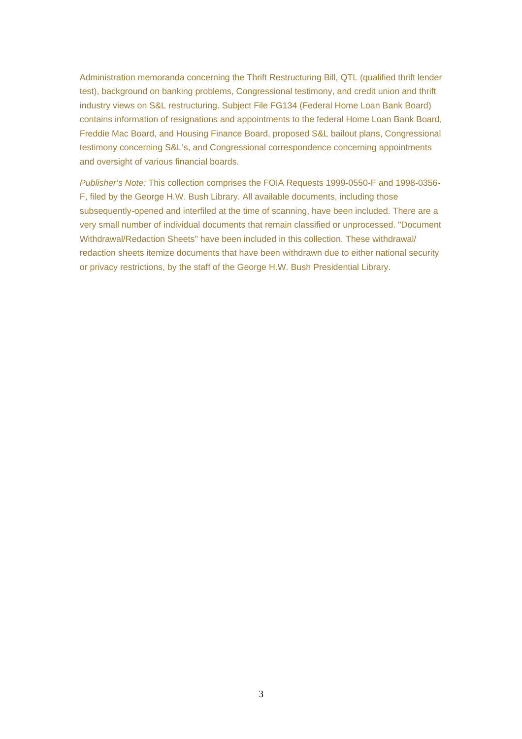Administration memoranda concerning the Thrift Restructuring Bill, QTL (qualified thrift lender test), background on banking problems, Congressional testimony, and credit union and thrift industry views on S&L restructuring. Subject File FG134 (Federal Home Loan Bank Board) contains information of resignations and appointments to the federal Home Loan Bank Board, Freddie Mac Board, and Housing Finance Board, proposed S&L bailout plans, Congressional testimony concerning S&L's, and Congressional correspondence concerning appointments and oversight of various financial boards.

*Publisher's Note:* This collection comprises the FOIA Requests 1999-0550-F and 1998-0356-F, filed by the George H.W. Bush Library. All available documents, including those subsequently-opened and interfiled at the time of scanning, have been included. There are a very small number of individual documents that remain classified or unprocessed. "Document Withdrawal/Redaction Sheets" have been included in this collection. These withdrawal/ redaction sheets itemize documents that have been withdrawn due to either national security or privacy restrictions, by the staff of the George H.W. Bush Presidential Library.